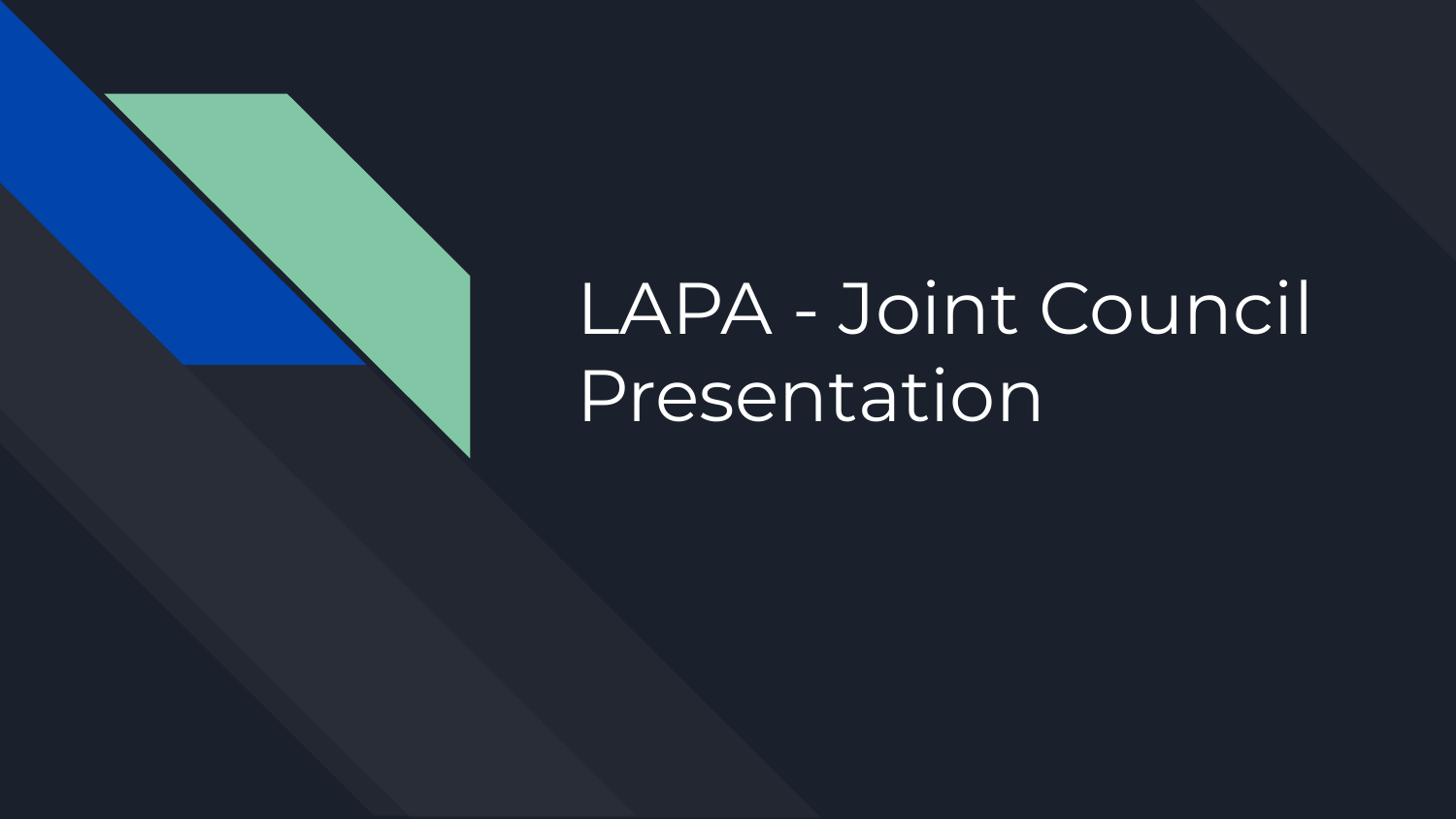# LAPA - Joint Council Presentation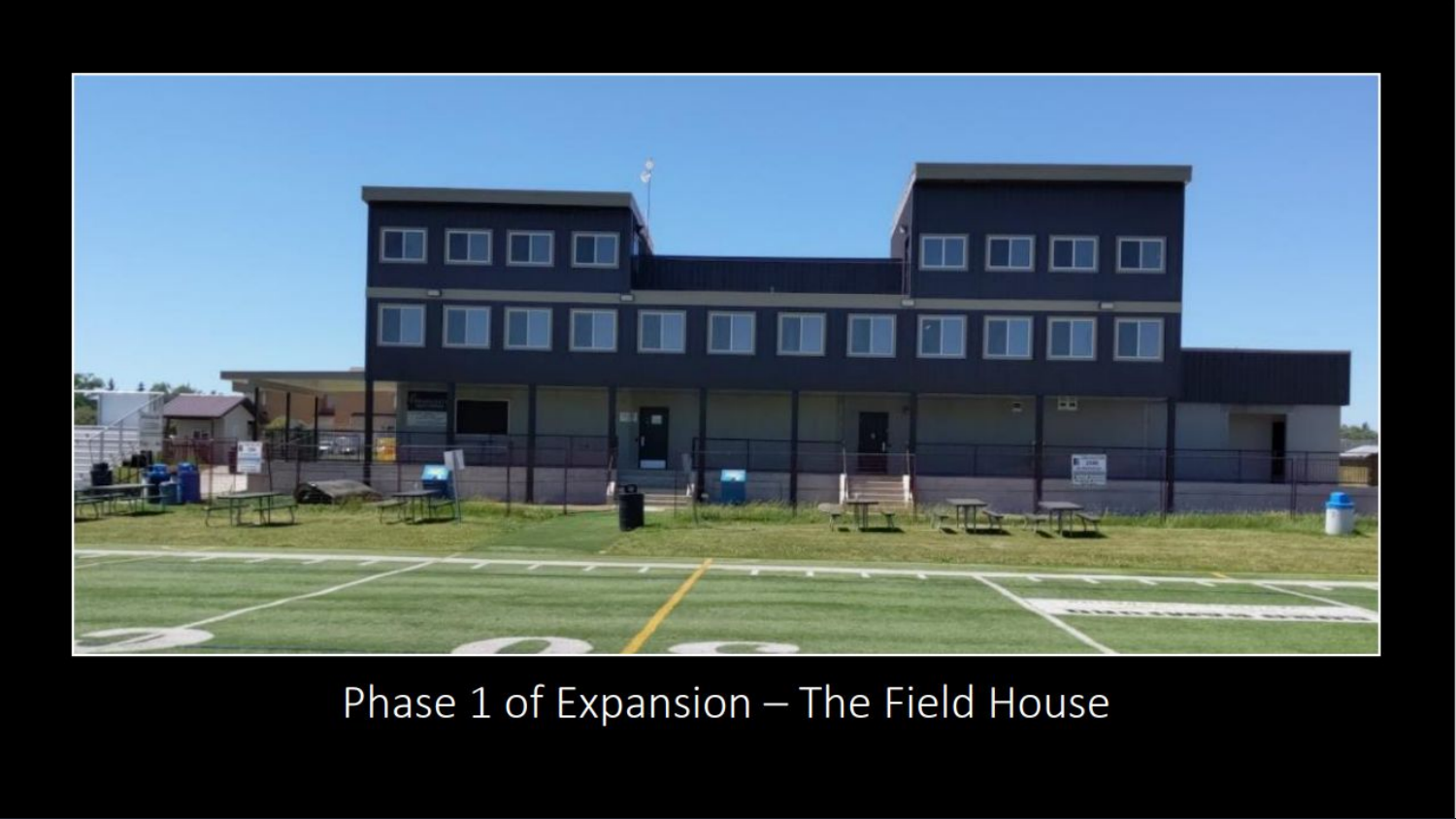Phase 1 of Expansion – The Field House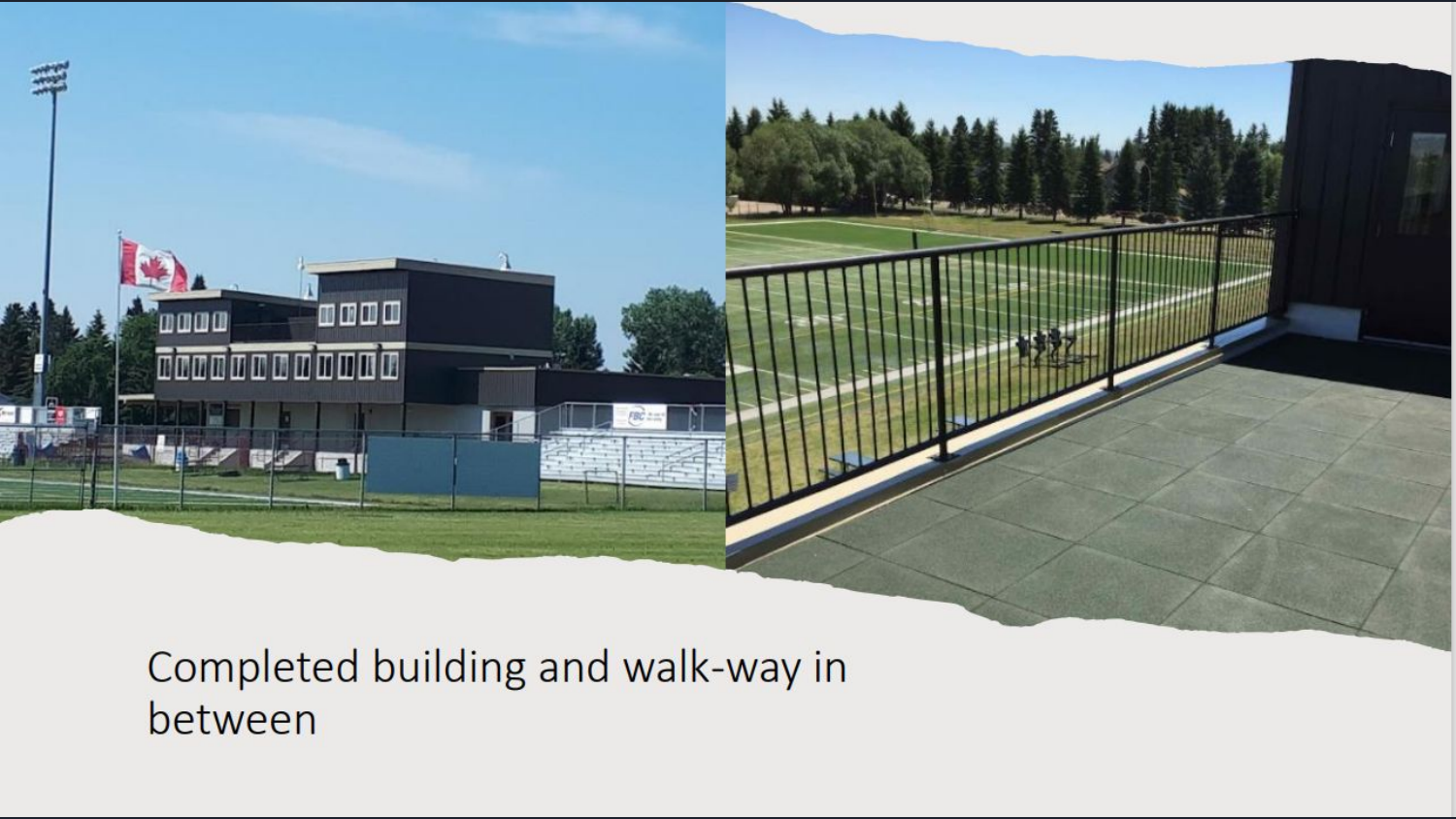Completed building and walk-way in between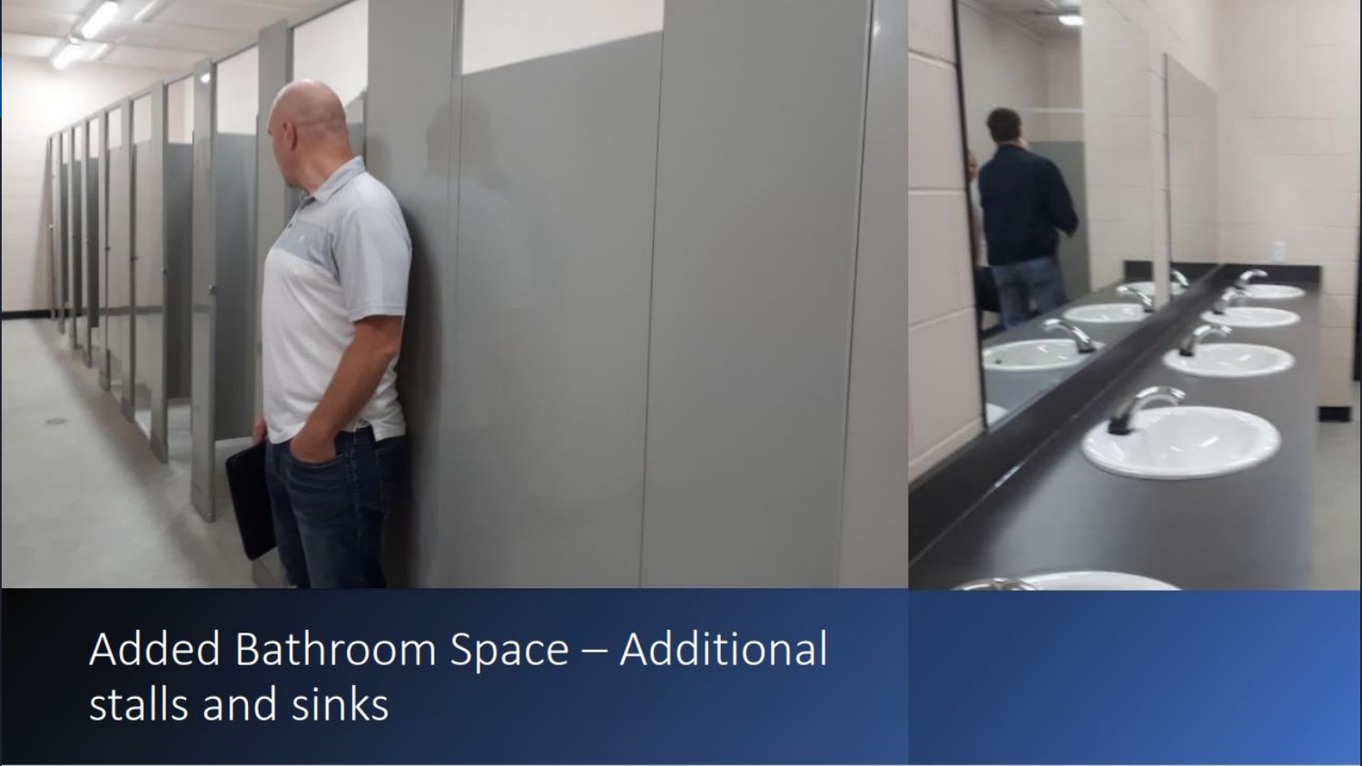# Added Bathroom Space – Additional stalls and sinks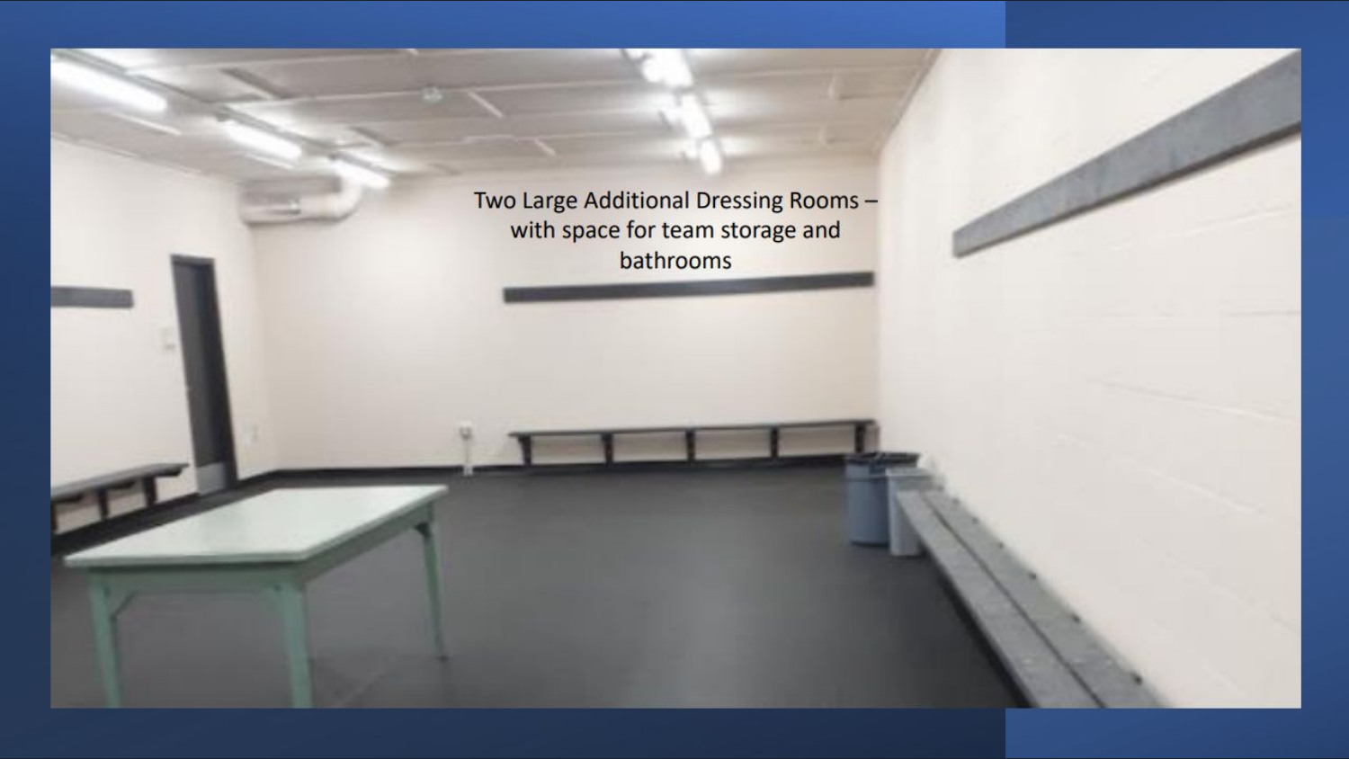Two Large Additional Dressing Rooms – with space for team storage and bathrooms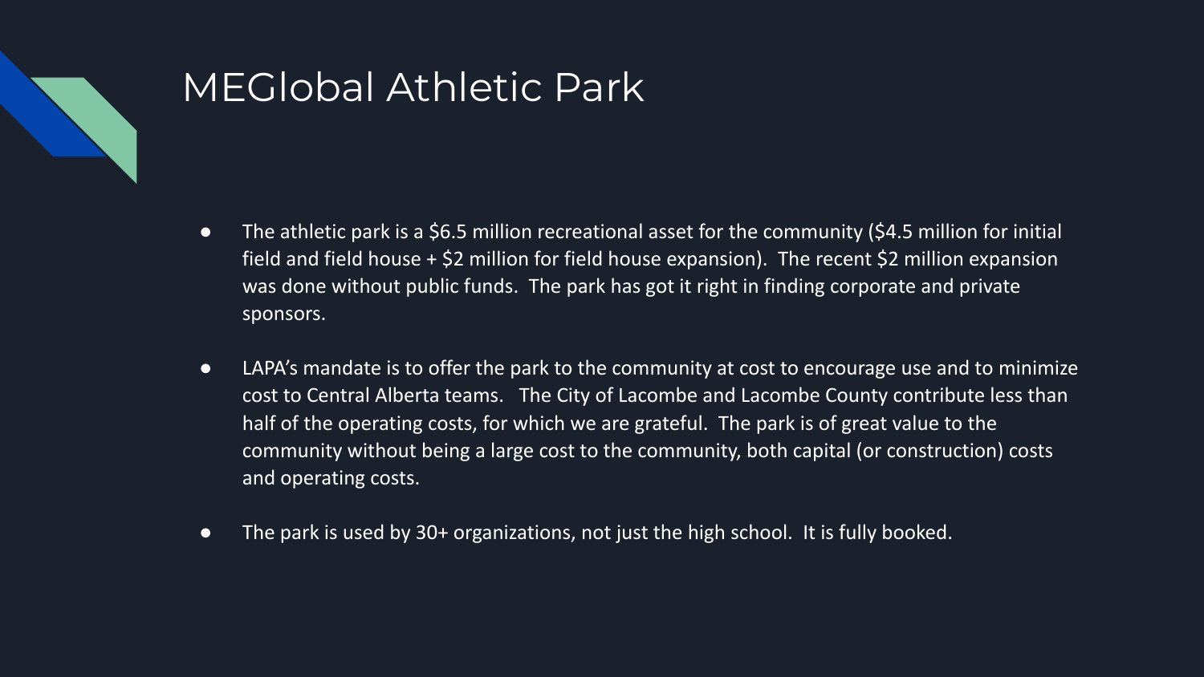# MEGlobal Athletic Park

- The athletic park is a $6.5 million recreational asset for the community ($4.5 million for initial field and field house + $2 million for field house expansion). The recent $2 million expansion was done without public funds. The park has got it right in finding corporate and private sponsors.
- LAPA's mandate is to offer the park to the community at cost to encourage use and to minimize cost to Central Alberta teams. The City of Lacombe and Lacombe County contribute less than half of the operating costs, for which we are grateful. The park is of great value to the community without being a large cost to the community, both capital (or construction) costs and operating costs.
- The park is used by 30+ organizations, not just the high school. It is fully booked.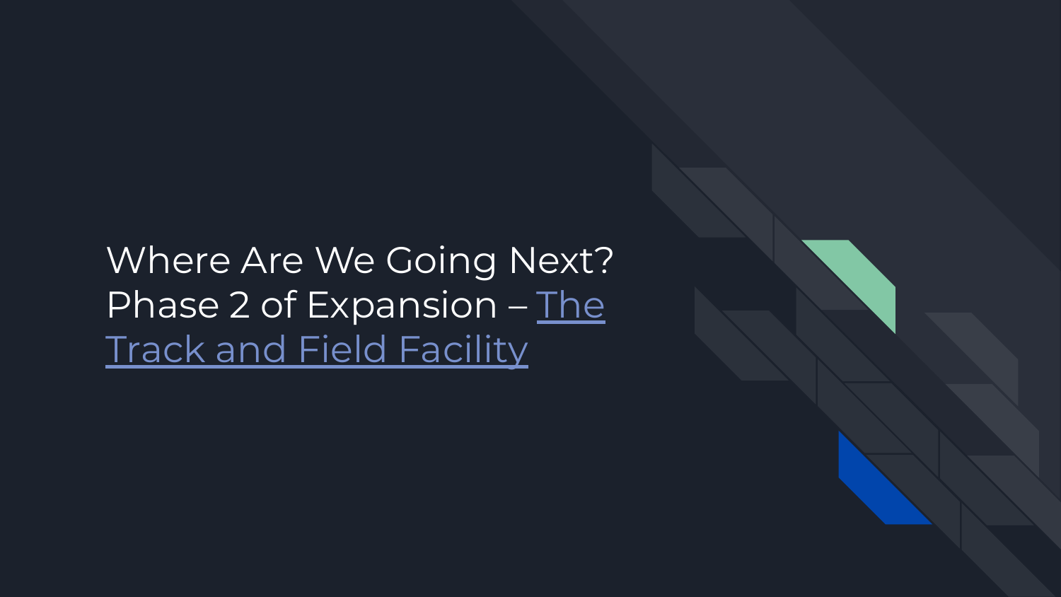# Where Are We Going Next? Phase 2 of Expansion – The Track and Field Facility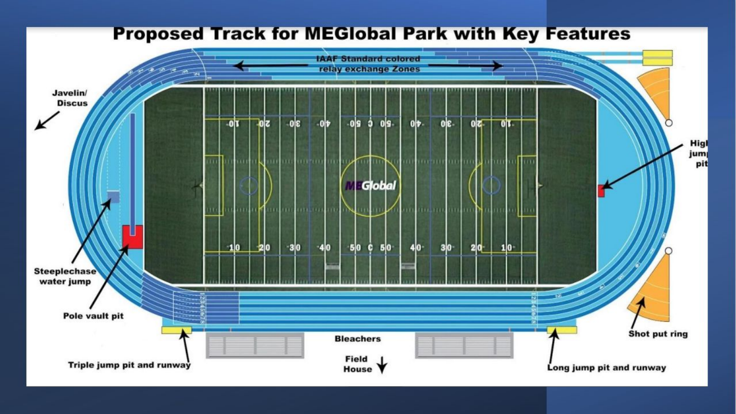# Proposed Track for MEGlobal Park with Key Features

IAAF Standard colored relay exchange Zones

Javelin/ Discus

High jump pit

Steeplechase water jump

Pole vault pit

Shot put ring

Bleachers

Triple jump pit and runway

Field House

Long jump pit and runway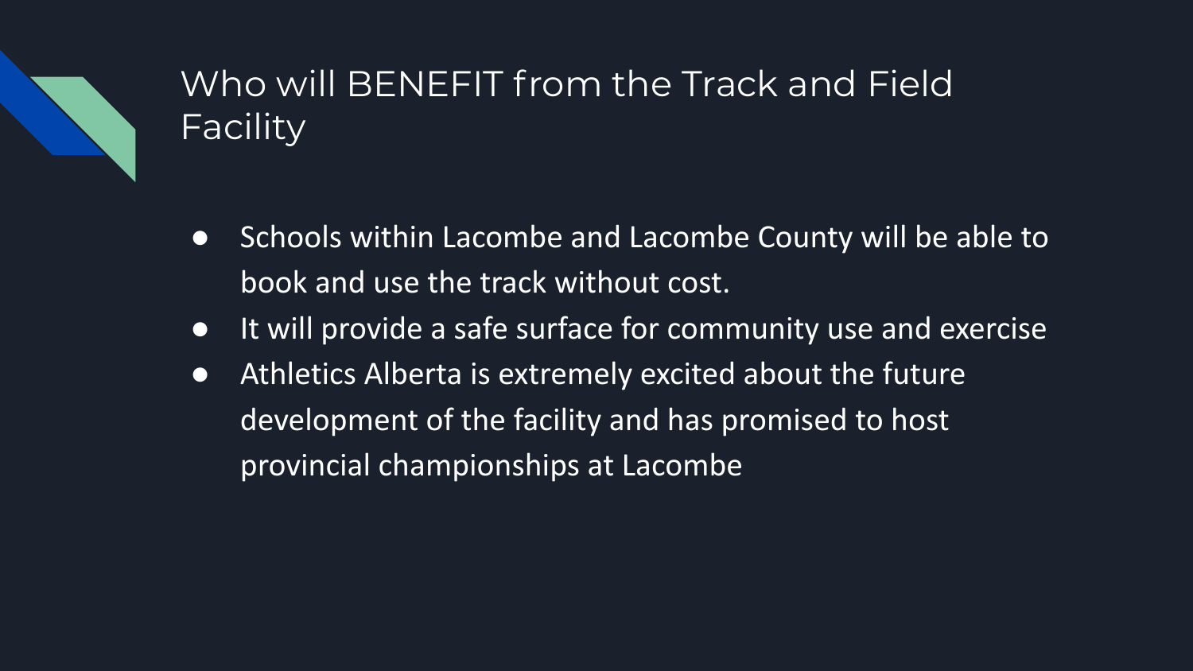# Who will BENEFIT from the Track and Field Facility

- Schools within Lacombe and Lacombe County will be able to book and use the track without cost.
- It will provide a safe surface for community use and exercise
- Athletics Alberta is extremely excited about the future development of the facility and has promised to host provincial championships at Lacombe